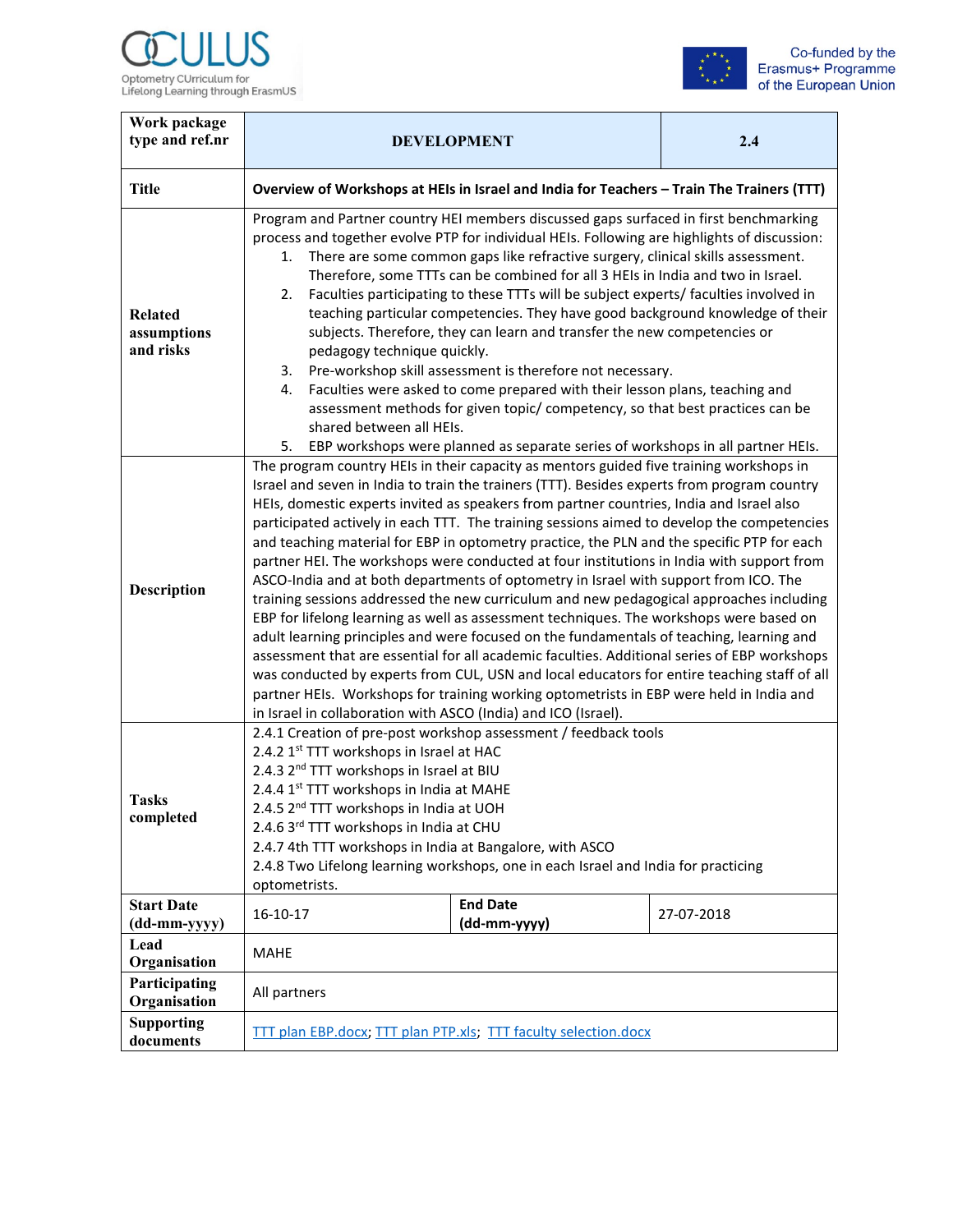OCULUS Optometry CUrriculum for Lifelong Learning through ErasmUS

Co-funded by the Erasmus+ Programme of the European Union

| Work package type and ref.nr | DEVELOPMENT | | 2.4 |
|---|---|---|---|
| Title | Overview of Workshops at HEIs in Israel and India for Teachers – Train The Trainers (TTT) | | |
| Related assumptions and risks | Program and Partner country HEI members discussed gaps surfaced in first benchmarking process and together evolve PTP for individual HEIs. Following are highlights of discussion:<br>1. There are some common gaps like refractive surgery, clinical skills assessment. Therefore, some TTTs can be combined for all 3 HEIs in India and two in Israel.<br>2. Faculties participating to these TTTs will be subject experts/ faculties involved in teaching particular competencies. They have good background knowledge of their subjects. Therefore, they can learn and transfer the new competencies or pedagogy technique quickly.<br>3. Pre-workshop skill assessment is therefore not necessary.<br>4. Faculties were asked to come prepared with their lesson plans, teaching and assessment methods for given topic/ competency, so that best practices can be shared between all HEIs.<br>5. EBP workshops were planned as separate series of workshops in all partner HEIs. | | |
| Description | The program country HEIs in their capacity as mentors guided five training workshops in Israel and seven in India to train the trainers (TTT). Besides experts from program country HEIs, domestic experts invited as speakers from partner countries, India and Israel also participated actively in each TTT. The training sessions aimed to develop the competencies and teaching material for EBP in optometry practice, the PLN and the specific PTP for each partner HEI. The workshops were conducted at four institutions in India with support from ASCO-India and at both departments of optometry in Israel with support from ICO. The training sessions addressed the new curriculum and new pedagogical approaches including EBP for lifelong learning as well as assessment techniques. The workshops were based on adult learning principles and were focused on the fundamentals of teaching, learning and assessment that are essential for all academic faculties. Additional series of EBP workshops was conducted by experts from CUL, USN and local educators for entire teaching staff of all partner HEIs. Workshops for training working optometrists in EBP were held in India and in Israel in collaboration with ASCO (India) and ICO (Israel). | | |
| Tasks completed | 2.4.1 Creation of pre-post workshop assessment / feedback tools<br>2.4.2 1st TTT workshops in Israel at HAC<br>2.4.3 2nd TTT workshops in Israel at BIU<br>2.4.4 1st TTT workshops in India at MAHE<br>2.4.5 2nd TTT workshops in India at UOH<br>2.4.6 3rd TTT workshops in India at CHU<br>2.4.7 4th TTT workshops in India at Bangalore, with ASCO<br>2.4.8 Two Lifelong learning workshops, one in each Israel and India for practicing optometrists. | | |
| Start Date (dd-mm-yyyy) | 16-10-17 | **End Date (dd-mm-yyyy)** | 27-07-2018 |
| Lead Organisation | MAHE | | |
| Participating Organisation | All partners | | |
| Supporting documents | TTT plan EBP.docx; TTT plan PTP.xls; TTT faculty selection.docx | | |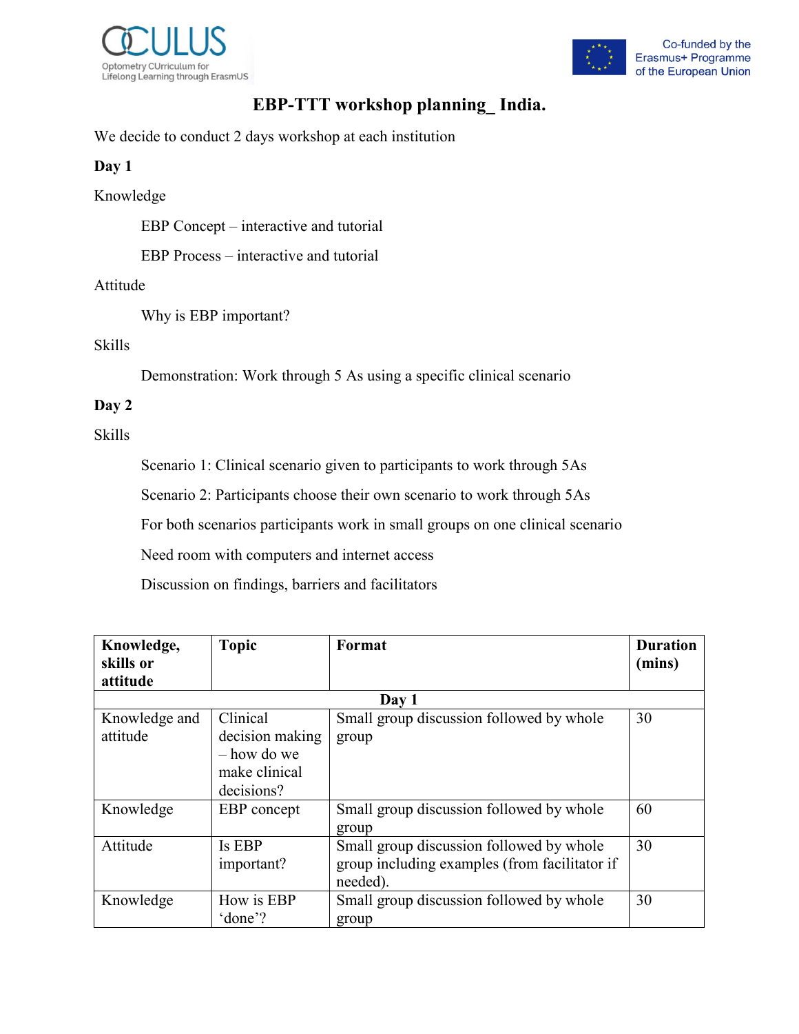# EBP-TTT workshop planning_ India.

We decide to conduct 2 days workshop at each institution

**Day 1**

Knowledge

- EBP Concept – interactive and tutorial
- EBP Process – interactive and tutorial

Attitude

- Why is EBP important?

Skills

- Demonstration: Work through 5 As using a specific clinical scenario

**Day 2**

Skills

- Scenario 1: Clinical scenario given to participants to work through 5As
- Scenario 2: Participants choose their own scenario to work through 5As
- For both scenarios participants work in small groups on one clinical scenario
- Need room with computers and internet access
- Discussion on findings, barriers and facilitators

| Knowledge, skills or attitude | Topic | Format | Duration (mins) |
|---|---|---|---|
| **Day 1** | | | |
| Knowledge and attitude | Clinical decision making – how do we make clinical decisions? | Small group discussion followed by whole group | 30 |
| Knowledge | EBP concept | Small group discussion followed by whole group | 60 |
| Attitude | Is EBP important? | Small group discussion followed by whole group including examples (from facilitator if needed). | 30 |
| Knowledge | How is EBP 'done'? | Small group discussion followed by whole group | 30 |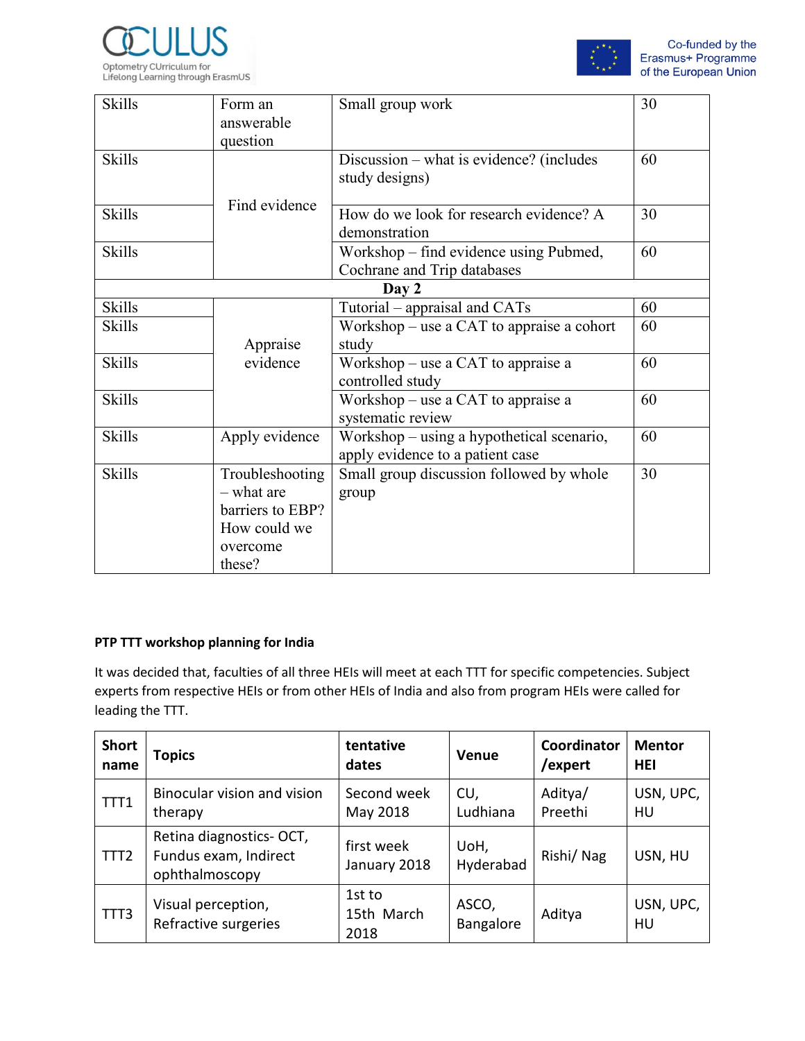| Skills | Form an answerable question | Small group work | 30 |
|---|---|---|---|
| Skills | Find evidence | Discussion – what is evidence? (includes study designs) | 60 |
| Skills | | How do we look for research evidence? A demonstration | 30 |
| Skills | | Workshop – find evidence using Pubmed, Cochrane and Trip databases | 60 |
| **Day 2** | | | |
| Skills | Appraise evidence | Tutorial – appraisal and CATs | 60 |
| Skills | | Workshop – use a CAT to appraise a cohort study | 60 |
| Skills | | Workshop – use a CAT to appraise a controlled study | 60 |
| Skills | | Workshop – use a CAT to appraise a systematic review | 60 |
| Skills | Apply evidence | Workshop – using a hypothetical scenario, apply evidence to a patient case | 60 |
| Skills | Troubleshooting – what are barriers to EBP? How could we overcome these? | Small group discussion followed by whole group | 30 |

**PTP TTT workshop planning for India**

It was decided that, faculties of all three HEIs will meet at each TTT for specific competencies. Subject experts from respective HEIs or from other HEIs of India and also from program HEIs were called for leading the TTT.

| Short name | Topics | tentative dates | Venue | Coordinator /expert | Mentor HEI |
|---|---|---|---|---|---|
| TTT1 | Binocular vision and vision therapy | Second week May 2018 | CU, Ludhiana | Aditya/ Preethi | USN, UPC, HU |
| TTT2 | Retina diagnostics- OCT, Fundus exam, Indirect ophthalmoscopy | first week January 2018 | UoH, Hyderabad | Rishi/ Nag | USN, HU |
| TTT3 | Visual perception, Refractive surgeries | 1st to 15th March 2018 | ASCO, Bangalore | Aditya | USN, UPC, HU |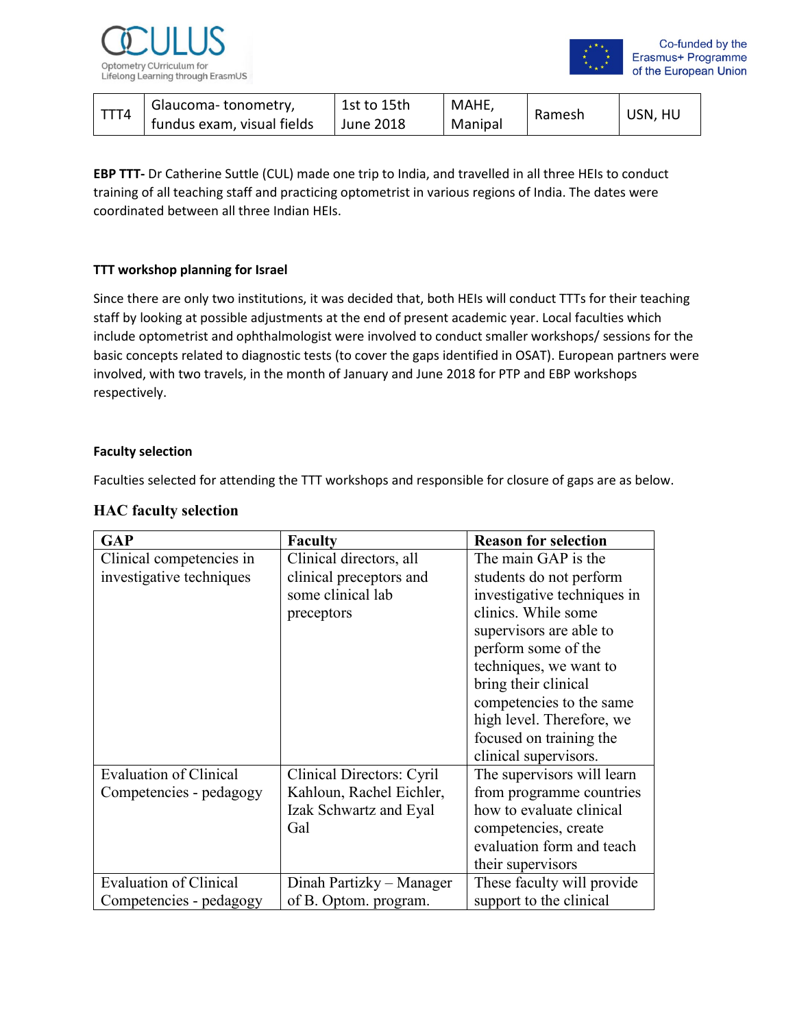| TTT4 | Glaucoma- tonometry, fundus exam, visual fields | 1st to 15th June 2018 | MAHE, Manipal | Ramesh | USN, HU |
|---|---|---|---|---|---|

**EBP TTT-** Dr Catherine Suttle (CUL) made one trip to India, and travelled in all three HEIs to conduct training of all teaching staff and practicing optometrist in various regions of India. The dates were coordinated between all three Indian HEIs.

#### TTT workshop planning for Israel

Since there are only two institutions, it was decided that, both HEIs will conduct TTTs for their teaching staff by looking at possible adjustments at the end of present academic year. Local faculties which include optometrist and ophthalmologist were involved to conduct smaller workshops/ sessions for the basic concepts related to diagnostic tests (to cover the gaps identified in OSAT). European partners were involved, with two travels, in the month of January and June 2018 for PTP and EBP workshops respectively.

#### Faculty selection

Faculties selected for attending the TTT workshops and responsible for closure of gaps are as below.

### HAC faculty selection

| GAP | Faculty | Reason for selection |
|---|---|---|
| Clinical competencies in investigative techniques | Clinical directors, all clinical preceptors and some clinical lab preceptors | The main GAP is the students do not perform investigative techniques in clinics. While some supervisors are able to perform some of the techniques, we want to bring their clinical competencies to the same high level. Therefore, we focused on training the clinical supervisors. |
| Evaluation of Clinical Competencies - pedagogy | Clinical Directors: Cyril Kahloun, Rachel Eichler, Izak Schwartz and Eyal Gal | The supervisors will learn from programme countries how to evaluate clinical competencies, create evaluation form and teach their supervisors |
| Evaluation of Clinical Competencies - pedagogy | Dinah Partizky – Manager of B. Optom. program. | These faculty will provide support to the clinical |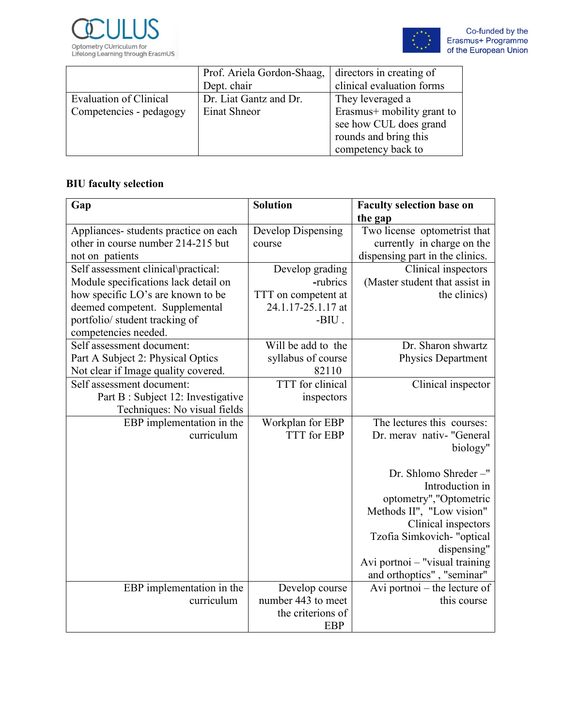| | Prof. Ariela Gordon-Shaag, Dept. chair | directors in creating of clinical evaluation forms |
|---|---|---|
| Evaluation of Clinical Competencies - pedagogy | Dr. Liat Gantz and Dr. Einat Shneor | They leveraged a Erasmus+ mobility grant to see how CUL does grand rounds and bring this competency back to |

**BIU faculty selection**

| Gap | Solution | Faculty selection base on the gap |
|---|---|---|
| Appliances- students practice on each other in course number 214-215 but not on patients | Develop Dispensing course | Two license optometrist that currently in charge on the dispensing part in the clinics. |
| Self assessment clinical\practical: Module specifications lack detail on how specific LO's are known to be deemed competent. Supplemental portfolio/ student tracking of competencies needed. | Develop grading -rubrics TTT on competent at 24.1.17-25.1.17 at -BIU . | Clinical inspectors (Master student that assist in the clinics) |
| Self assessment document: Part A Subject 2: Physical Optics Not clear if Image quality covered. | Will be add to the syllabus of course 82110 | Dr. Sharon shwartz Physics Department |
| Self assessment document: Part B : Subject 12: Investigative Techniques: No visual fields | TTT for clinical inspectors | Clinical inspector |
| EBP implementation in the curriculum | Workplan for EBP TTT for EBP | The lectures this courses: Dr. merav nativ- "General biology" Dr. Shlomo Shreder –" Introduction in optometry","Optometric Methods II", "Low vision" Clinical inspectors Tzofia Simkovich- "optical dispensing" Avi portnoi – "visual training and orthoptics" , "seminar" |
| EBP implementation in the curriculum | Develop course number 443 to meet the criterions of EBP | Avi portnoi – the lecture of this course |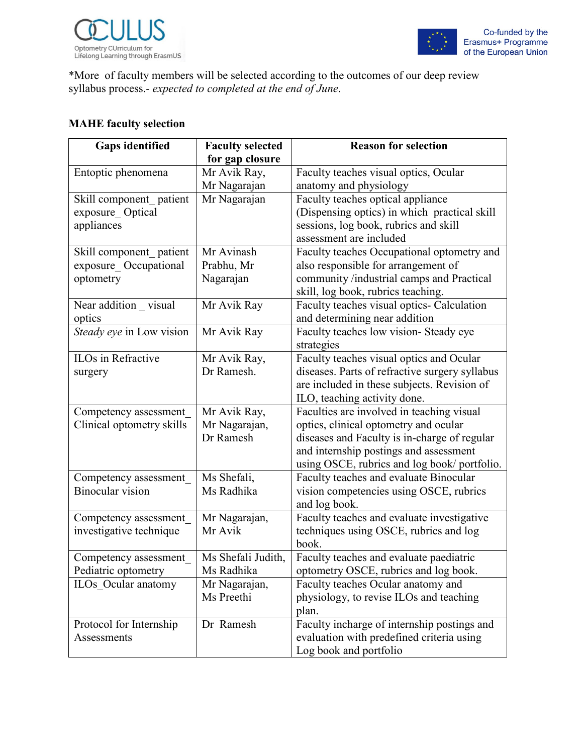*More of faculty members will be selected according to the outcomes of our deep review syllabus process.- *expected to completed at the end of June*.

**MAHE faculty selection**

| Gaps identified | Faculty selected for gap closure | Reason for selection |
|---|---|---|
| Entoptic phenomena | Mr Avik Ray, Mr Nagarajan | Faculty teaches visual optics, Ocular anatomy and physiology |
| Skill component_ patient exposure_ Optical appliances | Mr Nagarajan | Faculty teaches optical appliance (Dispensing optics) in which practical skill sessions, log book, rubrics and skill assessment are included |
| Skill component_ patient exposure_ Occupational optometry | Mr Avinash Prabhu, Mr Nagarajan | Faculty teaches Occupational optometry and also responsible for arrangement of community /industrial camps and Practical skill, log book, rubrics teaching. |
| Near addition _ visual optics | Mr Avik Ray | Faculty teaches visual optics- Calculation and determining near addition |
| *Steady eye* in Low vision | Mr Avik Ray | Faculty teaches low vision- Steady eye strategies |
| ILOs in Refractive surgery | Mr Avik Ray, Dr Ramesh. | Faculty teaches visual optics and Ocular diseases. Parts of refractive surgery syllabus are included in these subjects. Revision of ILO, teaching activity done. |
| Competency assessment_ Clinical optometry skills | Mr Avik Ray, Mr Nagarajan, Dr Ramesh | Faculties are involved in teaching visual optics, clinical optometry and ocular diseases and Faculty is in-charge of regular and internship postings and assessment using OSCE, rubrics and log book/ portfolio. |
| Competency assessment_ Binocular vision | Ms Shefali, Ms Radhika | Faculty teaches and evaluate Binocular vision competencies using OSCE, rubrics and log book. |
| Competency assessment_ investigative technique | Mr Nagarajan, Mr Avik | Faculty teaches and evaluate investigative techniques using OSCE, rubrics and log book. |
| Competency assessment_ Pediatric optometry | Ms Shefali Judith, Ms Radhika | Faculty teaches and evaluate paediatric optometry OSCE, rubrics and log book. |
| ILOs_Ocular anatomy | Mr Nagarajan, Ms Preethi | Faculty teaches Ocular anatomy and physiology, to revise ILOs and teaching plan. |
| Protocol for Internship Assessments | Dr Ramesh | Faculty incharge of internship postings and evaluation with predefined criteria using Log book and portfolio |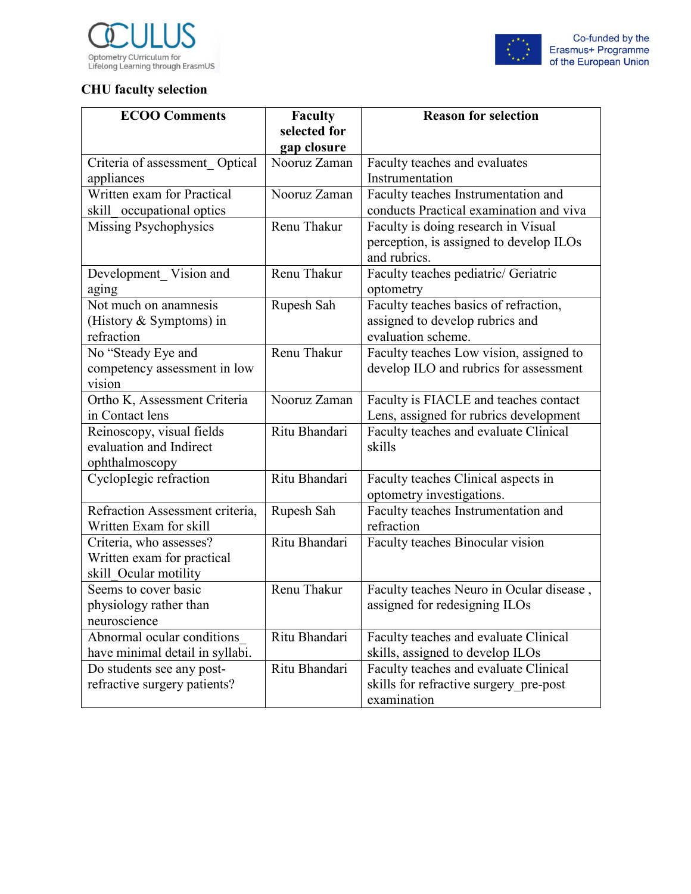**CHU faculty selection**

| ECOO Comments | Faculty selected for gap closure | Reason for selection |
|---|---|---|
| Criteria of assessment_ Optical appliances | Nooruz Zaman | Faculty teaches and evaluates Instrumentation |
| Written exam for Practical skill_ occupational optics | Nooruz Zaman | Faculty teaches Instrumentation and conducts Practical examination and viva |
| Missing Psychophysics | Renu Thakur | Faculty is doing research in Visual perception, is assigned to develop ILOs and rubrics. |
| Development_ Vision and aging | Renu Thakur | Faculty teaches pediatric/ Geriatric optometry |
| Not much on anamnesis (History & Symptoms) in refraction | Rupesh Sah | Faculty teaches basics of refraction, assigned to develop rubrics and evaluation scheme. |
| No "Steady Eye and competency assessment in low vision | Renu Thakur | Faculty teaches Low vision, assigned to develop ILO and rubrics for assessment |
| Ortho K, Assessment Criteria in Contact lens | Nooruz Zaman | Faculty is FIACLE and teaches contact Lens, assigned for rubrics development |
| Reinoscopy, visual fields evaluation and Indirect ophthalmoscopy | Ritu Bhandari | Faculty teaches and evaluate Clinical skills |
| Cycloplegic refraction | Ritu Bhandari | Faculty teaches Clinical aspects in optometry investigations. |
| Refraction Assessment criteria, Written Exam for skill | Rupesh Sah | Faculty teaches Instrumentation and refraction |
| Criteria, who assesses? Written exam for practical skill_Ocular motility | Ritu Bhandari | Faculty teaches Binocular vision |
| Seems to cover basic physiology rather than neuroscience | Renu Thakur | Faculty teaches Neuro in Ocular disease , assigned for redesigning ILOs |
| Abnormal ocular conditions_ have minimal detail in syllabi. | Ritu Bhandari | Faculty teaches and evaluate Clinical skills, assigned to develop ILOs |
| Do students see any post-refractive surgery patients? | Ritu Bhandari | Faculty teaches and evaluate Clinical skills for refractive surgery_pre-post examination |